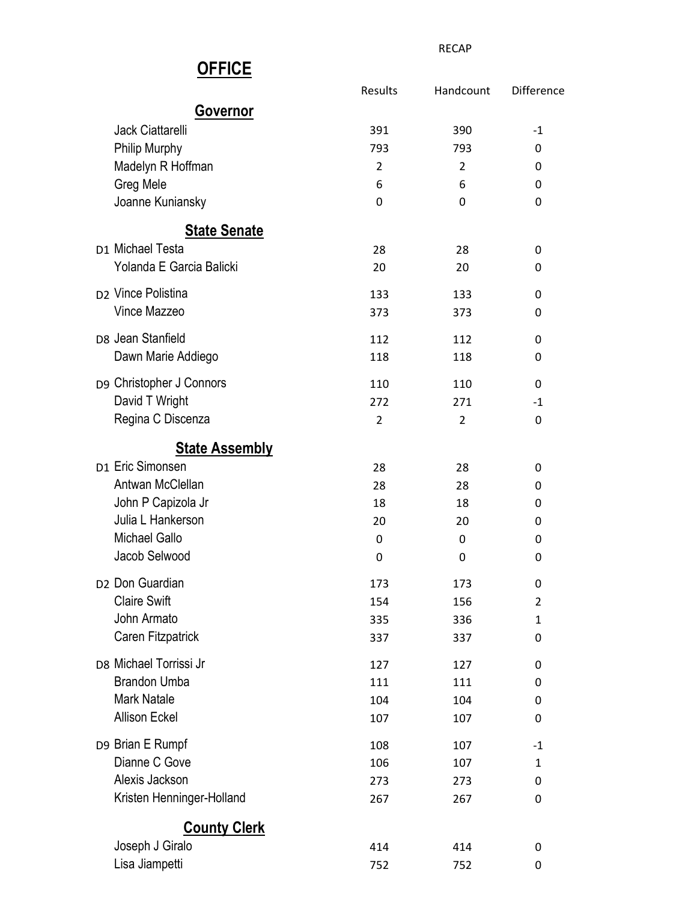RECAP

# OFFICE

| | | Results | Handcount | Difference |
|---|---|---|---|---|
| **Governor** | | | | |
| | Jack Ciattarelli | 391 | 390 | -1 |
| | Philip Murphy | 793 | 793 | 0 |
| | Madelyn R Hoffman | 2 | 2 | 0 |
| | Greg Mele | 6 | 6 | 0 |
| | Joanne Kuniansky | 0 | 0 | 0 |
| **State Senate** | | | | |
| D1 | Michael Testa | 28 | 28 | 0 |
| | Yolanda E Garcia Balicki | 20 | 20 | 0 |
| D2 | Vince Polistina | 133 | 133 | 0 |
| | Vince Mazzeo | 373 | 373 | 0 |
| D8 | Jean Stanfield | 112 | 112 | 0 |
| | Dawn Marie Addiego | 118 | 118 | 0 |
| D9 | Christopher J Connors | 110 | 110 | 0 |
| | David T Wright | 272 | 271 | -1 |
| | Regina C Discenza | 2 | 2 | 0 |
| **State Assembly** | | | | |
| D1 | Eric Simonsen | 28 | 28 | 0 |
| | Antwan McClellan | 28 | 28 | 0 |
| | John P Capizola Jr | 18 | 18 | 0 |
| | Julia L Hankerson | 20 | 20 | 0 |
| | Michael Gallo | 0 | 0 | 0 |
| | Jacob Selwood | 0 | 0 | 0 |
| D2 | Don Guardian | 173 | 173 | 0 |
| | Claire Swift | 154 | 156 | 2 |
| | John Armato | 335 | 336 | 1 |
| | Caren Fitzpatrick | 337 | 337 | 0 |
| D8 | Michael Torrissi Jr | 127 | 127 | 0 |
| | Brandon Umba | 111 | 111 | 0 |
| | Mark Natale | 104 | 104 | 0 |
| | Allison Eckel | 107 | 107 | 0 |
| D9 | Brian E Rumpf | 108 | 107 | -1 |
| | Dianne C Gove | 106 | 107 | 1 |
| | Alexis Jackson | 273 | 273 | 0 |
| | Kristen Henninger-Holland | 267 | 267 | 0 |
| **County Clerk** | | | | |
| | Joseph J Giralo | 414 | 414 | 0 |
| | Lisa Jiampetti | 752 | 752 | 0 |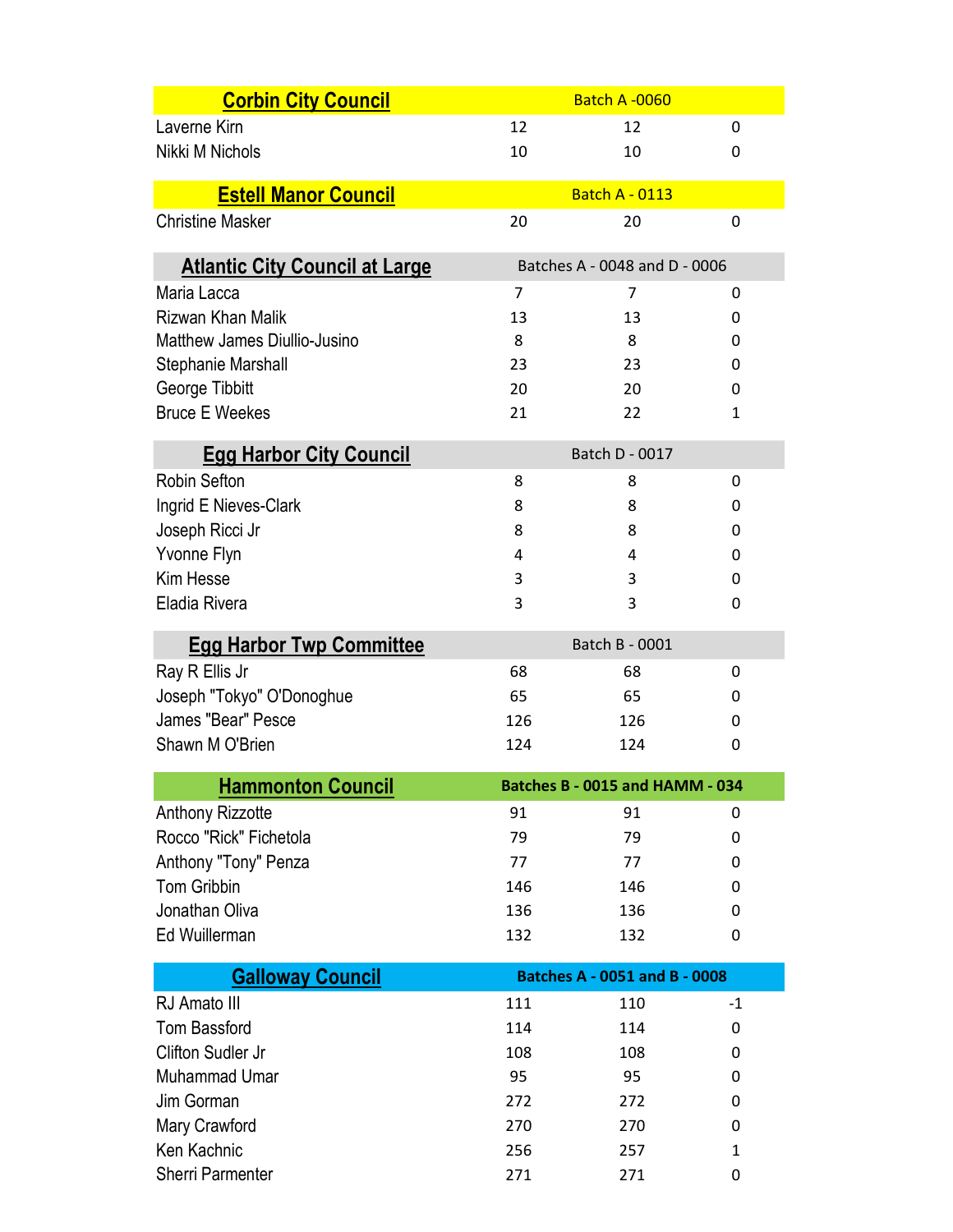| Corbin City Council | Batch A -0060 | | |
| --- | --- | --- | --- |
| Laverne Kirn | 12 | 12 | 0 |
| Nikki M Nichols | 10 | 10 | 0 |

| Estell Manor Council | Batch A - 0113 | | |
| --- | --- | --- | --- |
| Christine Masker | 20 | 20 | 0 |

| Atlantic City Council at Large | Batches A - 0048 and D - 0006 | | |
| --- | --- | --- | --- |
| Maria Lacca | 7 | 7 | 0 |
| Rizwan Khan Malik | 13 | 13 | 0 |
| Matthew James Diullio-Jusino | 8 | 8 | 0 |
| Stephanie Marshall | 23 | 23 | 0 |
| George Tibbitt | 20 | 20 | 0 |
| Bruce E Weekes | 21 | 22 | 1 |

| Egg Harbor City Council | Batch D - 0017 | | |
| --- | --- | --- | --- |
| Robin Sefton | 8 | 8 | 0 |
| Ingrid E Nieves-Clark | 8 | 8 | 0 |
| Joseph Ricci Jr | 8 | 8 | 0 |
| Yvonne Flyn | 4 | 4 | 0 |
| Kim Hesse | 3 | 3 | 0 |
| Eladia Rivera | 3 | 3 | 0 |

| Egg Harbor Twp Committee | Batch B - 0001 | | |
| --- | --- | --- | --- |
| Ray R Ellis Jr | 68 | 68 | 0 |
| Joseph "Tokyo" O'Donoghue | 65 | 65 | 0 |
| James "Bear" Pesce | 126 | 126 | 0 |
| Shawn M O'Brien | 124 | 124 | 0 |

| Hammonton Council | Batches B - 0015 and HAMM - 034 | | |
| --- | --- | --- | --- |
| Anthony Rizzotte | 91 | 91 | 0 |
| Rocco "Rick" Fichetola | 79 | 79 | 0 |
| Anthony "Tony" Penza | 77 | 77 | 0 |
| Tom Gribbin | 146 | 146 | 0 |
| Jonathan Oliva | 136 | 136 | 0 |
| Ed Wuillerman | 132 | 132 | 0 |

| Galloway Council | Batches A - 0051 and B - 0008 | | |
| --- | --- | --- | --- |
| RJ Amato III | 111 | 110 | -1 |
| Tom Bassford | 114 | 114 | 0 |
| Clifton Sudler Jr | 108 | 108 | 0 |
| Muhammad Umar | 95 | 95 | 0 |
| Jim Gorman | 272 | 272 | 0 |
| Mary Crawford | 270 | 270 | 0 |
| Ken Kachnic | 256 | 257 | 1 |
| Sherri Parmenter | 271 | 271 | 0 |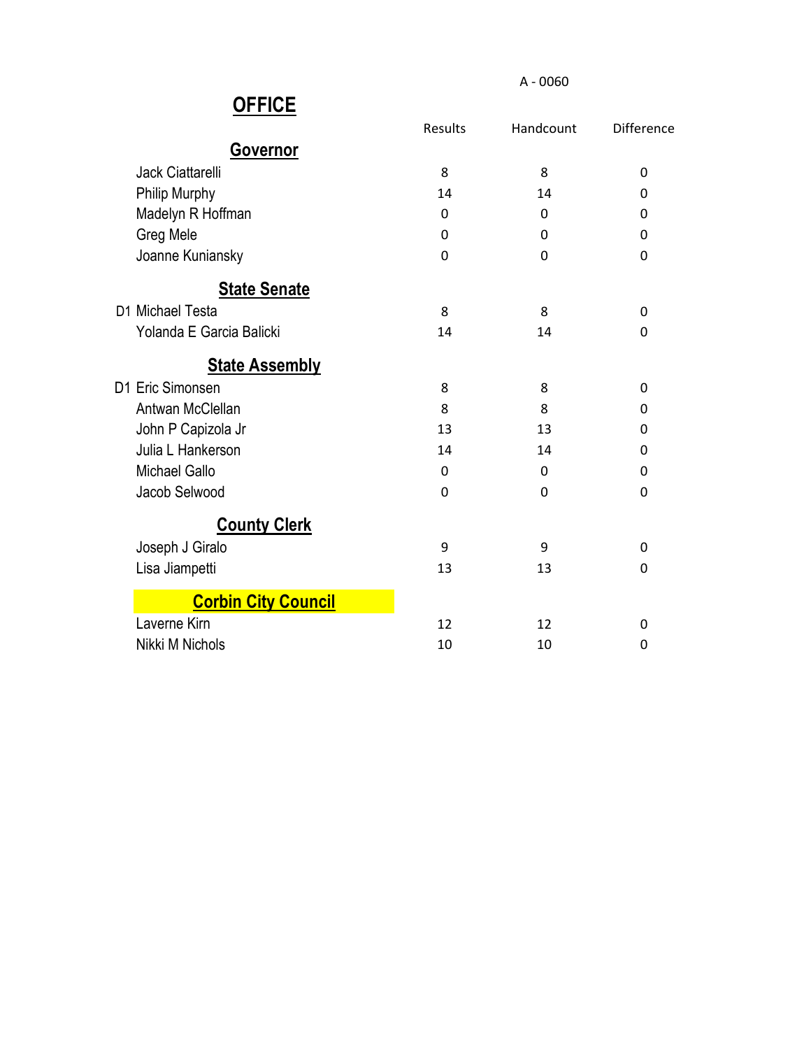A - 0060

# OFFICE

| | Results | Handcount | Difference |
|---|---|---|---|
| **Governor** | | | |
| Jack Ciattarelli | 8 | 8 | 0 |
| Philip Murphy | 14 | 14 | 0 |
| Madelyn R Hoffman | 0 | 0 | 0 |
| Greg Mele | 0 | 0 | 0 |
| Joanne Kuniansky | 0 | 0 | 0 |
| **State Senate** | | | |
| D1 Michael Testa | 8 | 8 | 0 |
| Yolanda E Garcia Balicki | 14 | 14 | 0 |
| **State Assembly** | | | |
| D1 Eric Simonsen | 8 | 8 | 0 |
| Antwan McClellan | 8 | 8 | 0 |
| John P Capizola Jr | 13 | 13 | 0 |
| Julia L Hankerson | 14 | 14 | 0 |
| Michael Gallo | 0 | 0 | 0 |
| Jacob Selwood | 0 | 0 | 0 |
| **County Clerk** | | | |
| Joseph J Giralo | 9 | 9 | 0 |
| Lisa Jiampetti | 13 | 13 | 0 |
| **Corbin City Council** | | | |
| Laverne Kirn | 12 | 12 | 0 |
| Nikki M Nichols | 10 | 10 | 0 |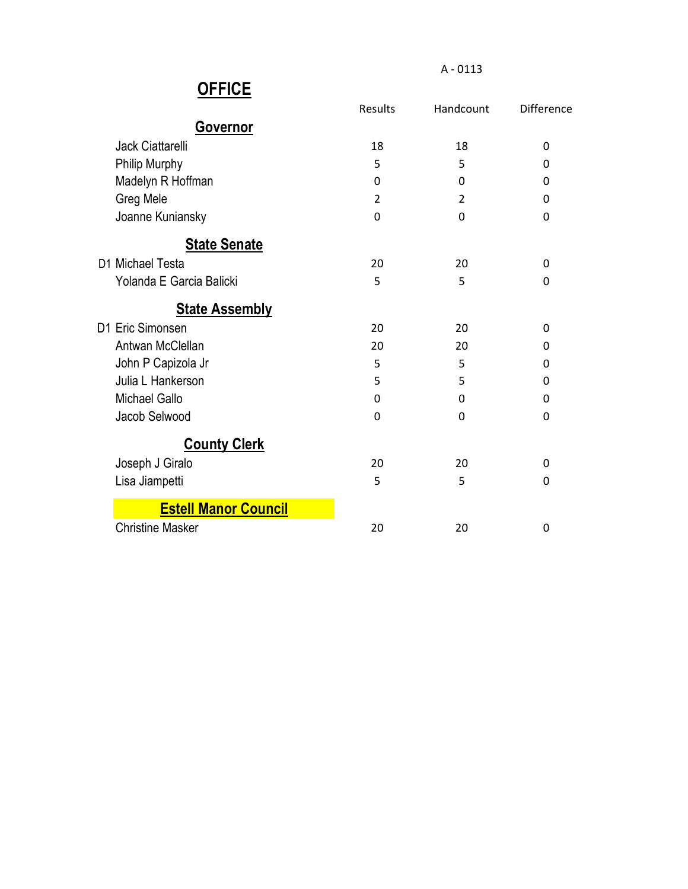A - 0113

# OFFICE

| | Results | Handcount | Difference |
|---|---|---|---|
| **Governor** | | | |
| Jack Ciattarelli | 18 | 18 | 0 |
| Philip Murphy | 5 | 5 | 0 |
| Madelyn R Hoffman | 0 | 0 | 0 |
| Greg Mele | 2 | 2 | 0 |
| Joanne Kuniansky | 0 | 0 | 0 |
| **State Senate** | | | |
| D1 Michael Testa | 20 | 20 | 0 |
| Yolanda E Garcia Balicki | 5 | 5 | 0 |
| **State Assembly** | | | |
| D1 Eric Simonsen | 20 | 20 | 0 |
| Antwan McClellan | 20 | 20 | 0 |
| John P Capizola Jr | 5 | 5 | 0 |
| Julia L Hankerson | 5 | 5 | 0 |
| Michael Gallo | 0 | 0 | 0 |
| Jacob Selwood | 0 | 0 | 0 |
| **County Clerk** | | | |
| Joseph J Giralo | 20 | 20 | 0 |
| Lisa Jiampetti | 5 | 5 | 0 |
| **Estell Manor Council** | | | |
| Christine Masker | 20 | 20 | 0 |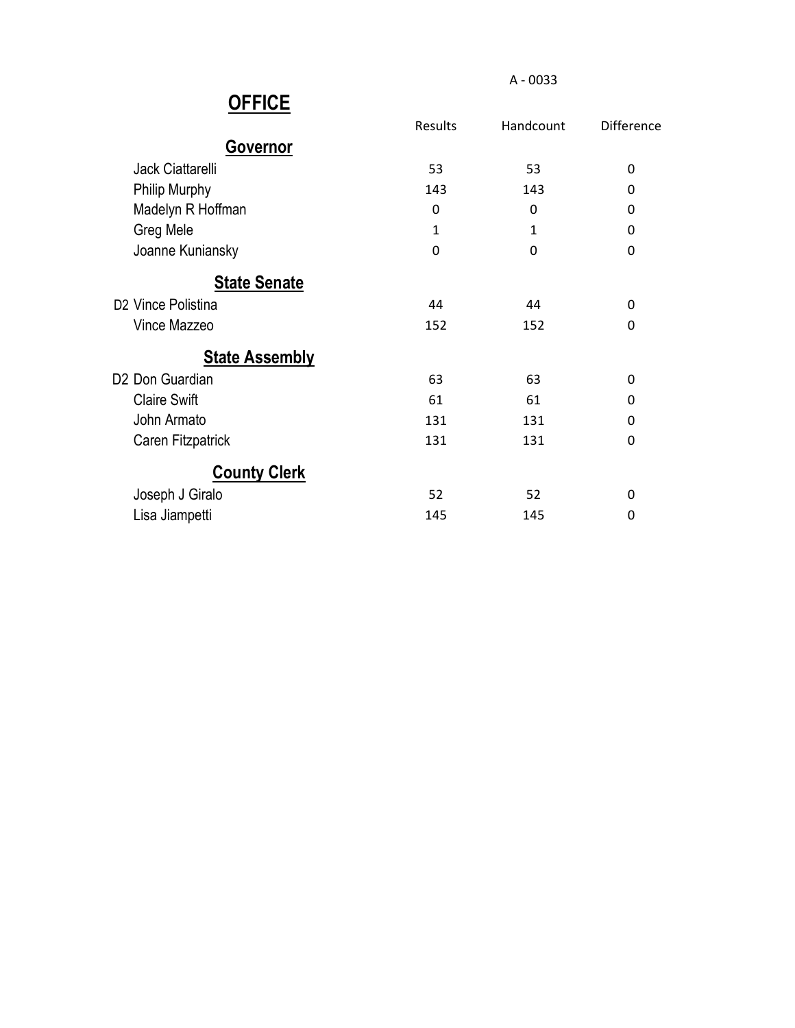A - 0033

# OFFICE

| | Results | Handcount | Difference |
|---|---|---|---|
| **Governor** | | | |
| Jack Ciattarelli | 53 | 53 | 0 |
| Philip Murphy | 143 | 143 | 0 |
| Madelyn R Hoffman | 0 | 0 | 0 |
| Greg Mele | 1 | 1 | 0 |
| Joanne Kuniansky | 0 | 0 | 0 |
| **State Senate** | | | |
| D2 Vince Polistina | 44 | 44 | 0 |
| Vince Mazzeo | 152 | 152 | 0 |
| **State Assembly** | | | |
| D2 Don Guardian | 63 | 63 | 0 |
| Claire Swift | 61 | 61 | 0 |
| John Armato | 131 | 131 | 0 |
| Caren Fitzpatrick | 131 | 131 | 0 |
| **County Clerk** | | | |
| Joseph J Giralo | 52 | 52 | 0 |
| Lisa Jiampetti | 145 | 145 | 0 |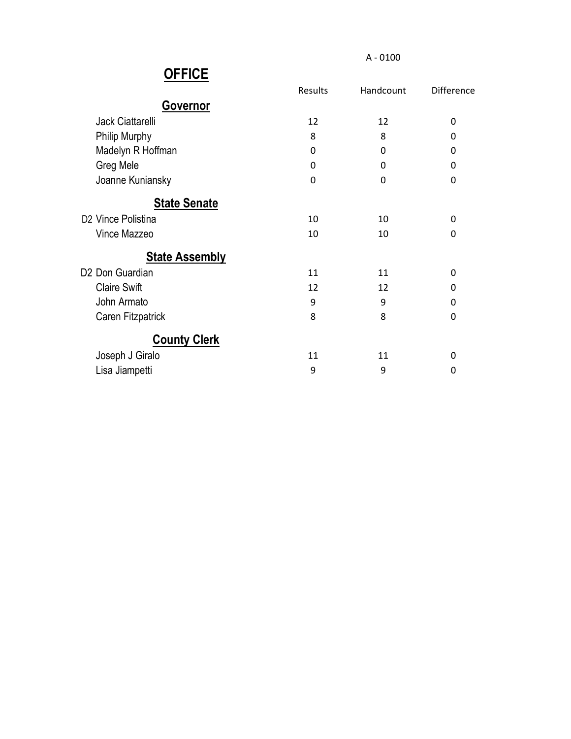A - 0100

# OFFICE

| | Results | Handcount | Difference |
|---|---|---|---|
| **Governor** | | | |
| Jack Ciattarelli | 12 | 12 | 0 |
| Philip Murphy | 8 | 8 | 0 |
| Madelyn R Hoffman | 0 | 0 | 0 |
| Greg Mele | 0 | 0 | 0 |
| Joanne Kuniansky | 0 | 0 | 0 |
| **State Senate** | | | |
| D2 Vince Polistina | 10 | 10 | 0 |
| Vince Mazzeo | 10 | 10 | 0 |
| **State Assembly** | | | |
| D2 Don Guardian | 11 | 11 | 0 |
| Claire Swift | 12 | 12 | 0 |
| John Armato | 9 | 9 | 0 |
| Caren Fitzpatrick | 8 | 8 | 0 |
| **County Clerk** | | | |
| Joseph J Giralo | 11 | 11 | 0 |
| Lisa Jiampetti | 9 | 9 | 0 |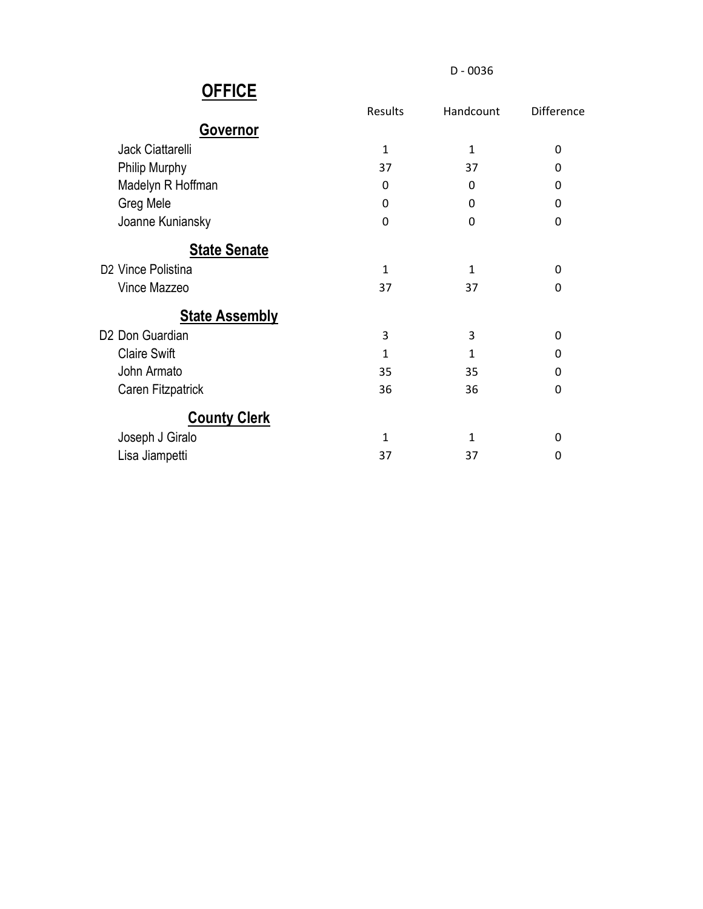D - 0036

# OFFICE

| | Results | Handcount | Difference |
|---|---|---|---|
| **Governor** | | | |
| Jack Ciattarelli | 1 | 1 | 0 |
| Philip Murphy | 37 | 37 | 0 |
| Madelyn R Hoffman | 0 | 0 | 0 |
| Greg Mele | 0 | 0 | 0 |
| Joanne Kuniansky | 0 | 0 | 0 |
| **State Senate** | | | |
| D2 Vince Polistina | 1 | 1 | 0 |
| Vince Mazzeo | 37 | 37 | 0 |
| **State Assembly** | | | |
| D2 Don Guardian | 3 | 3 | 0 |
| Claire Swift | 1 | 1 | 0 |
| John Armato | 35 | 35 | 0 |
| Caren Fitzpatrick | 36 | 36 | 0 |
| **County Clerk** | | | |
| Joseph J Giralo | 1 | 1 | 0 |
| Lisa Jiampetti | 37 | 37 | 0 |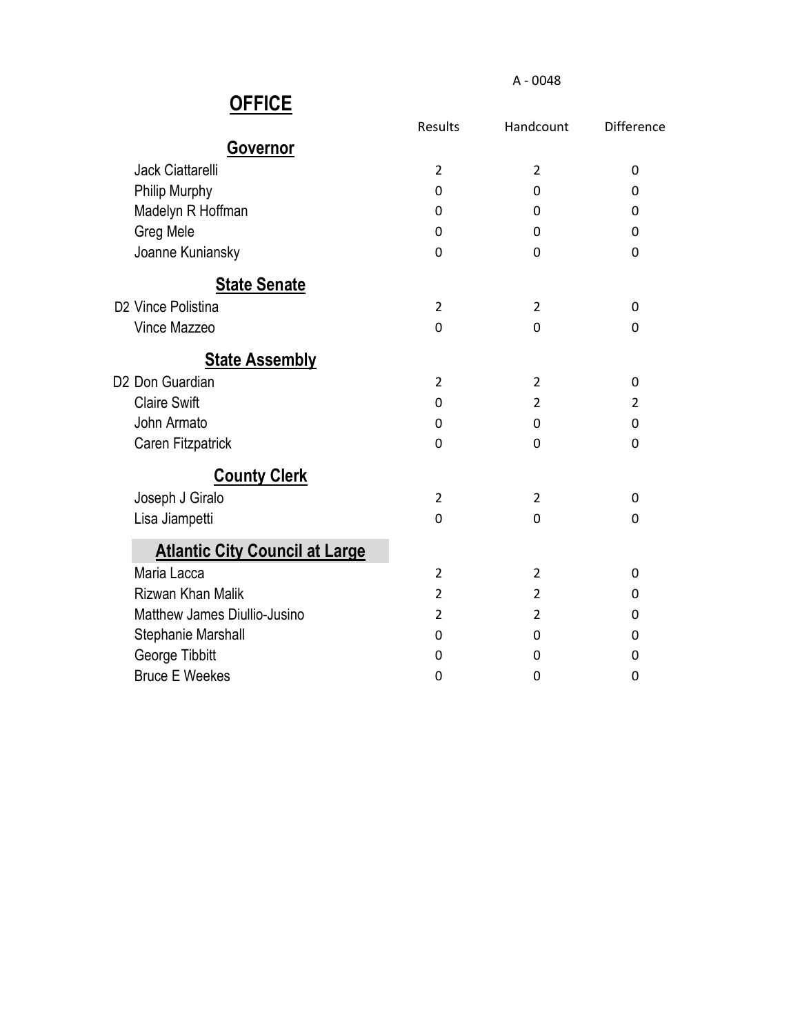A - 0048

## OFFICE

| | Results | Handcount | Difference |
|---|---|---|---|
| **Governor** | | | |
| Jack Ciattarelli | 2 | 2 | 0 |
| Philip Murphy | 0 | 0 | 0 |
| Madelyn R Hoffman | 0 | 0 | 0 |
| Greg Mele | 0 | 0 | 0 |
| Joanne Kuniansky | 0 | 0 | 0 |
| **State Senate** | | | |
| D2 Vince Polistina | 2 | 2 | 0 |
| Vince Mazzeo | 0 | 0 | 0 |
| **State Assembly** | | | |
| D2 Don Guardian | 2 | 2 | 0 |
| Claire Swift | 0 | 2 | 2 |
| John Armato | 0 | 0 | 0 |
| Caren Fitzpatrick | 0 | 0 | 0 |
| **County Clerk** | | | |
| Joseph J Giralo | 2 | 2 | 0 |
| Lisa Jiampetti | 0 | 0 | 0 |
| **Atlantic City Council at Large** | | | |
| Maria Lacca | 2 | 2 | 0 |
| Rizwan Khan Malik | 2 | 2 | 0 |
| Matthew James Diullio-Jusino | 2 | 2 | 0 |
| Stephanie Marshall | 0 | 0 | 0 |
| George Tibbitt | 0 | 0 | 0 |
| Bruce E Weekes | 0 | 0 | 0 |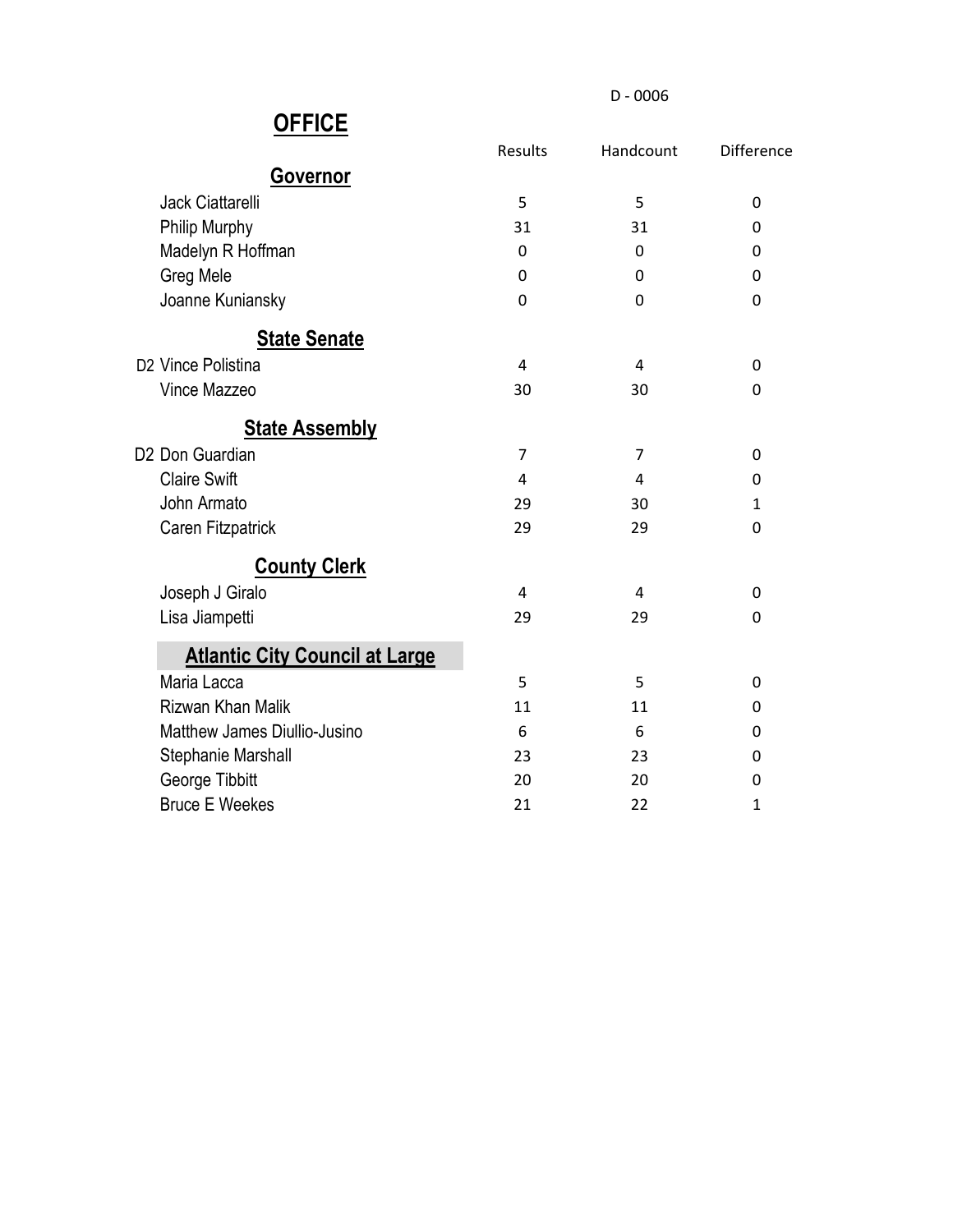D - 0006

# OFFICE

| | Results | Handcount | Difference |
|---|---|---|---|
| **Governor** | | | |
| Jack Ciattarelli | 5 | 5 | 0 |
| Philip Murphy | 31 | 31 | 0 |
| Madelyn R Hoffman | 0 | 0 | 0 |
| Greg Mele | 0 | 0 | 0 |
| Joanne Kuniansky | 0 | 0 | 0 |
| **State Senate** | | | |
| D2 Vince Polistina | 4 | 4 | 0 |
| Vince Mazzeo | 30 | 30 | 0 |
| **State Assembly** | | | |
| D2 Don Guardian | 7 | 7 | 0 |
| Claire Swift | 4 | 4 | 0 |
| John Armato | 29 | 30 | 1 |
| Caren Fitzpatrick | 29 | 29 | 0 |
| **County Clerk** | | | |
| Joseph J Giralo | 4 | 4 | 0 |
| Lisa Jiampetti | 29 | 29 | 0 |
| **Atlantic City Council at Large** | | | |
| Maria Lacca | 5 | 5 | 0 |
| Rizwan Khan Malik | 11 | 11 | 0 |
| Matthew James Diullio-Jusino | 6 | 6 | 0 |
| Stephanie Marshall | 23 | 23 | 0 |
| George Tibbitt | 20 | 20 | 0 |
| Bruce E Weekes | 21 | 22 | 1 |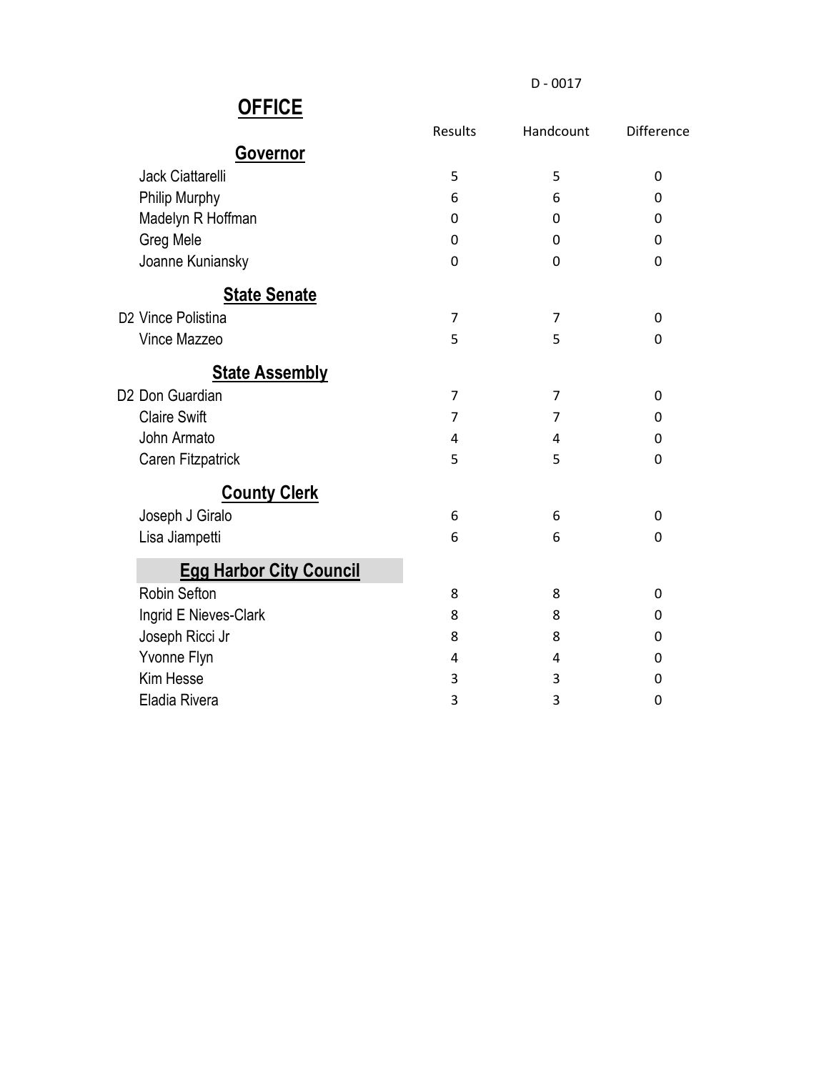D - 0017

# OFFICE

| | Results | Handcount | Difference |
|---|---|---|---|
| **Governor** | | | |
| Jack Ciattarelli | 5 | 5 | 0 |
| Philip Murphy | 6 | 6 | 0 |
| Madelyn R Hoffman | 0 | 0 | 0 |
| Greg Mele | 0 | 0 | 0 |
| Joanne Kuniansky | 0 | 0 | 0 |
| **State Senate** | | | |
| D2 Vince Polistina | 7 | 7 | 0 |
| Vince Mazzeo | 5 | 5 | 0 |
| **State Assembly** | | | |
| D2 Don Guardian | 7 | 7 | 0 |
| Claire Swift | 7 | 7 | 0 |
| John Armato | 4 | 4 | 0 |
| Caren Fitzpatrick | 5 | 5 | 0 |
| **County Clerk** | | | |
| Joseph J Giralo | 6 | 6 | 0 |
| Lisa Jiampetti | 6 | 6 | 0 |
| **Egg Harbor City Council** | | | |
| Robin Sefton | 8 | 8 | 0 |
| Ingrid E Nieves-Clark | 8 | 8 | 0 |
| Joseph Ricci Jr | 8 | 8 | 0 |
| Yvonne Flyn | 4 | 4 | 0 |
| Kim Hesse | 3 | 3 | 0 |
| Eladia Rivera | 3 | 3 | 0 |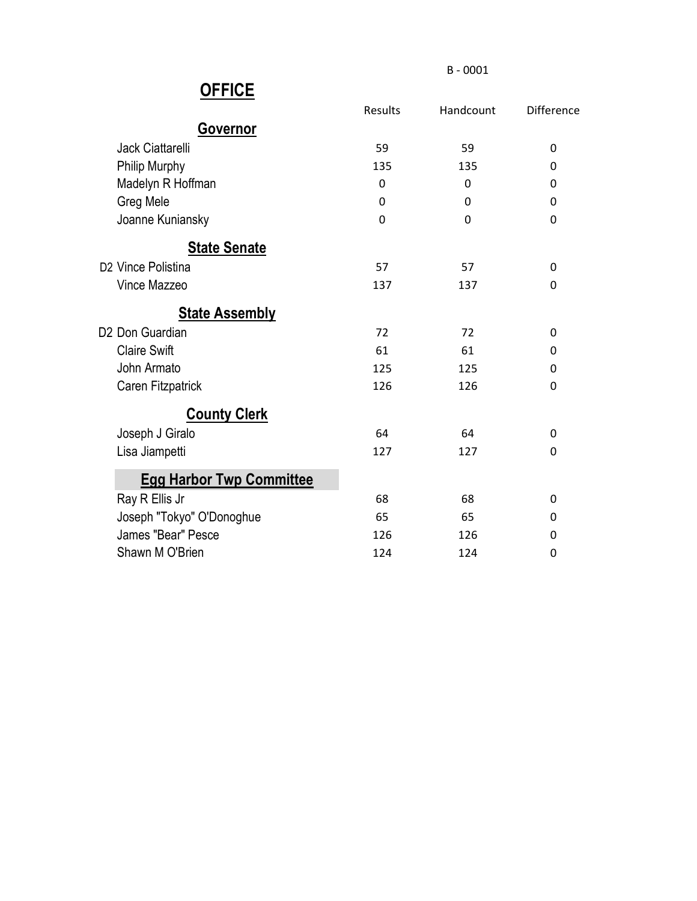B - 0001

# OFFICE

| | Results | Handcount | Difference |
|---|---|---|---|
| **Governor** | | | |
| Jack Ciattarelli | 59 | 59 | 0 |
| Philip Murphy | 135 | 135 | 0 |
| Madelyn R Hoffman | 0 | 0 | 0 |
| Greg Mele | 0 | 0 | 0 |
| Joanne Kuniansky | 0 | 0 | 0 |
| **State Senate** | | | |
| D2 Vince Polistina | 57 | 57 | 0 |
| Vince Mazzeo | 137 | 137 | 0 |
| **State Assembly** | | | |
| D2 Don Guardian | 72 | 72 | 0 |
| Claire Swift | 61 | 61 | 0 |
| John Armato | 125 | 125 | 0 |
| Caren Fitzpatrick | 126 | 126 | 0 |
| **County Clerk** | | | |
| Joseph J Giralo | 64 | 64 | 0 |
| Lisa Jiampetti | 127 | 127 | 0 |
| **Egg Harbor Twp Committee** | | | |
| Ray R Ellis Jr | 68 | 68 | 0 |
| Joseph "Tokyo" O'Donoghue | 65 | 65 | 0 |
| James "Bear" Pesce | 126 | 126 | 0 |
| Shawn M O'Brien | 124 | 124 | 0 |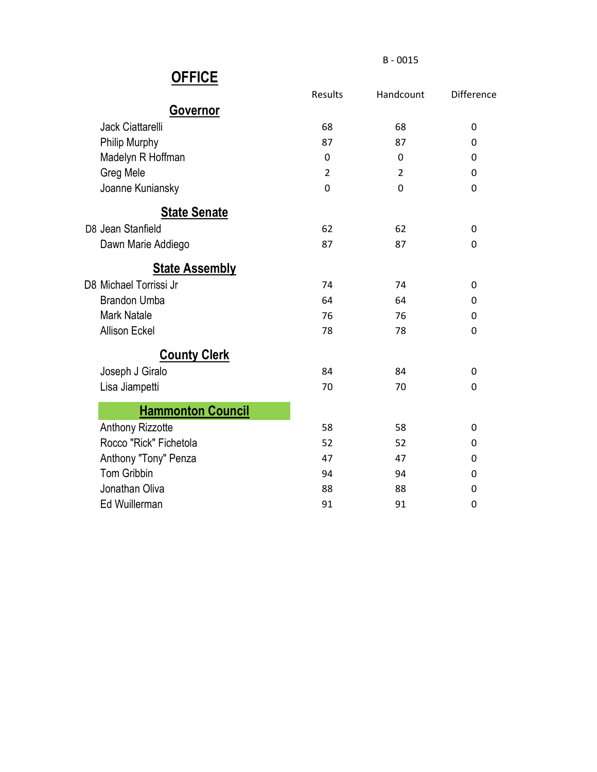B - 0015

## OFFICE

| | Results | Handcount | Difference |
|---|---|---|---|
| **Governor** | | | |
| Jack Ciattarelli | 68 | 68 | 0 |
| Philip Murphy | 87 | 87 | 0 |
| Madelyn R Hoffman | 0 | 0 | 0 |
| Greg Mele | 2 | 2 | 0 |
| Joanne Kuniansky | 0 | 0 | 0 |
| **State Senate** | | | |
| D8 Jean Stanfield | 62 | 62 | 0 |
| Dawn Marie Addiego | 87 | 87 | 0 |
| **State Assembly** | | | |
| D8 Michael Torrissi Jr | 74 | 74 | 0 |
| Brandon Umba | 64 | 64 | 0 |
| Mark Natale | 76 | 76 | 0 |
| Allison Eckel | 78 | 78 | 0 |
| **County Clerk** | | | |
| Joseph J Giralo | 84 | 84 | 0 |
| Lisa Jiampetti | 70 | 70 | 0 |
| **Hammonton Council** | | | |
| Anthony Rizzotte | 58 | 58 | 0 |
| Rocco "Rick" Fichetola | 52 | 52 | 0 |
| Anthony "Tony" Penza | 47 | 47 | 0 |
| Tom Gribbin | 94 | 94 | 0 |
| Jonathan Oliva | 88 | 88 | 0 |
| Ed Wuillerman | 91 | 91 | 0 |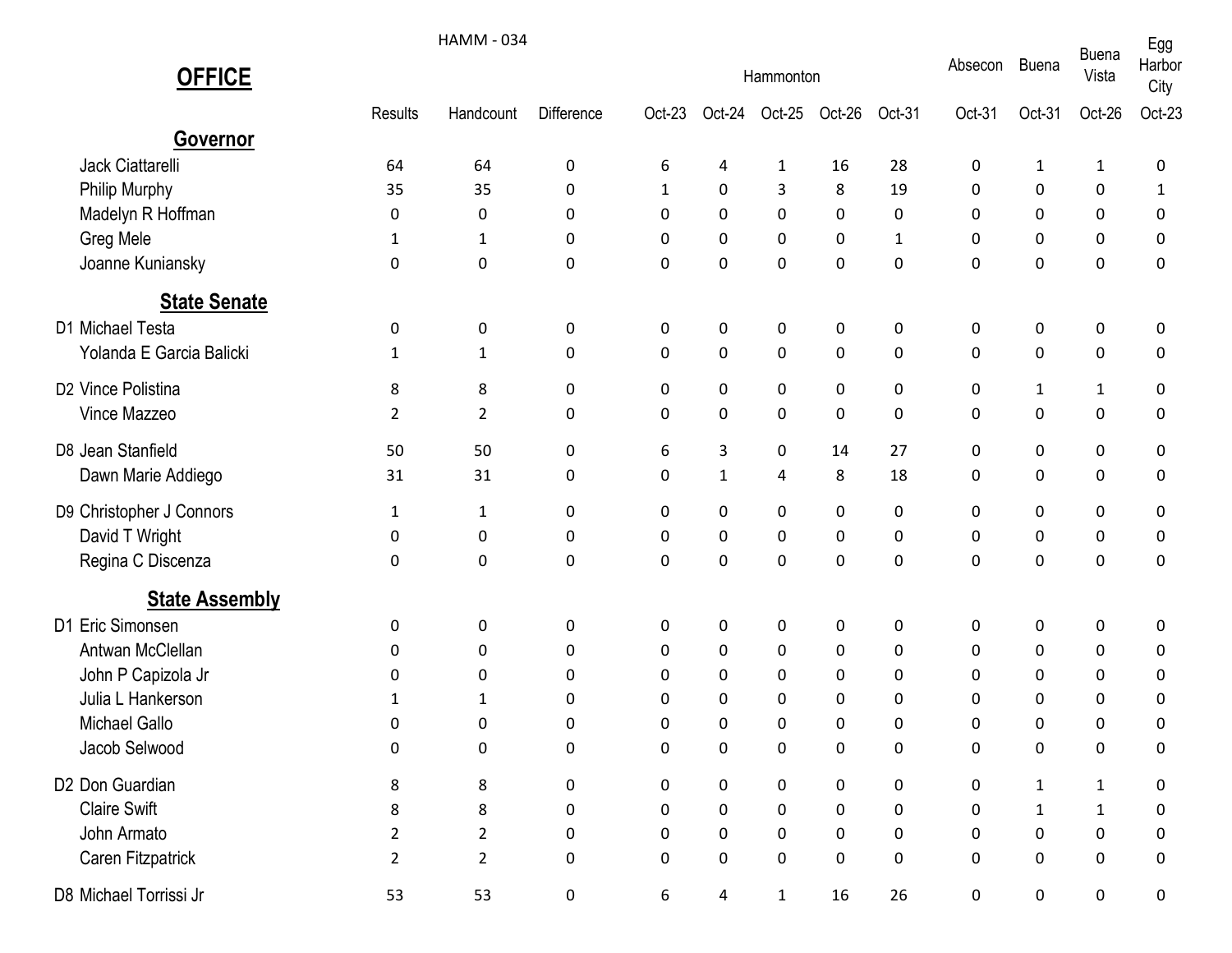HAMM - 034

| OFFICE | Results | Handcount | Difference | Hammonton Oct-23 | Hammonton Oct-24 | Hammonton Oct-25 | Hammonton Oct-26 | Hammonton Oct-31 | Absecon Oct-31 | Buena Oct-31 | Buena Vista Oct-26 | Egg Harbor City Oct-23 |
|---|---|---|---|---|---|---|---|---|---|---|---|---|
| **Governor** | | | | | | | | | | | | |
| Jack Ciattarelli | 64 | 64 | 0 | 6 | 4 | 1 | 16 | 28 | 0 | 1 | 1 | 0 |
| Philip Murphy | 35 | 35 | 0 | 1 | 0 | 3 | 8 | 19 | 0 | 0 | 0 | 1 |
| Madelyn R Hoffman | 0 | 0 | 0 | 0 | 0 | 0 | 0 | 0 | 0 | 0 | 0 | 0 |
| Greg Mele | 1 | 1 | 0 | 0 | 0 | 0 | 0 | 1 | 0 | 0 | 0 | 0 |
| Joanne Kuniansky | 0 | 0 | 0 | 0 | 0 | 0 | 0 | 0 | 0 | 0 | 0 | 0 |
| **State Senate** | | | | | | | | | | | | |
| D1 Michael Testa | 0 | 0 | 0 | 0 | 0 | 0 | 0 | 0 | 0 | 0 | 0 | 0 |
| Yolanda E Garcia Balicki | 1 | 1 | 0 | 0 | 0 | 0 | 0 | 0 | 0 | 0 | 0 | 0 |
| D2 Vince Polistina | 8 | 8 | 0 | 0 | 0 | 0 | 0 | 0 | 0 | 1 | 1 | 0 |
| Vince Mazzeo | 2 | 2 | 0 | 0 | 0 | 0 | 0 | 0 | 0 | 0 | 0 | 0 |
| D8 Jean Stanfield | 50 | 50 | 0 | 6 | 3 | 0 | 14 | 27 | 0 | 0 | 0 | 0 |
| Dawn Marie Addiego | 31 | 31 | 0 | 0 | 1 | 4 | 8 | 18 | 0 | 0 | 0 | 0 |
| D9 Christopher J Connors | 1 | 1 | 0 | 0 | 0 | 0 | 0 | 0 | 0 | 0 | 0 | 0 |
| David T Wright | 0 | 0 | 0 | 0 | 0 | 0 | 0 | 0 | 0 | 0 | 0 | 0 |
| Regina C Discenza | 0 | 0 | 0 | 0 | 0 | 0 | 0 | 0 | 0 | 0 | 0 | 0 |
| **State Assembly** | | | | | | | | | | | | |
| D1 Eric Simonsen | 0 | 0 | 0 | 0 | 0 | 0 | 0 | 0 | 0 | 0 | 0 | 0 |
| Antwan McClellan | 0 | 0 | 0 | 0 | 0 | 0 | 0 | 0 | 0 | 0 | 0 | 0 |
| John P Capizola Jr | 0 | 0 | 0 | 0 | 0 | 0 | 0 | 0 | 0 | 0 | 0 | 0 |
| Julia L Hankerson | 1 | 1 | 0 | 0 | 0 | 0 | 0 | 0 | 0 | 0 | 0 | 0 |
| Michael Gallo | 0 | 0 | 0 | 0 | 0 | 0 | 0 | 0 | 0 | 0 | 0 | 0 |
| Jacob Selwood | 0 | 0 | 0 | 0 | 0 | 0 | 0 | 0 | 0 | 0 | 0 | 0 |
| D2 Don Guardian | 8 | 8 | 0 | 0 | 0 | 0 | 0 | 0 | 0 | 1 | 1 | 0 |
| Claire Swift | 8 | 8 | 0 | 0 | 0 | 0 | 0 | 0 | 0 | 1 | 1 | 0 |
| John Armato | 2 | 2 | 0 | 0 | 0 | 0 | 0 | 0 | 0 | 0 | 0 | 0 |
| Caren Fitzpatrick | 2 | 2 | 0 | 0 | 0 | 0 | 0 | 0 | 0 | 0 | 0 | 0 |
| D8 Michael Torrissi Jr | 53 | 53 | 0 | 6 | 4 | 1 | 16 | 26 | 0 | 0 | 0 | 0 |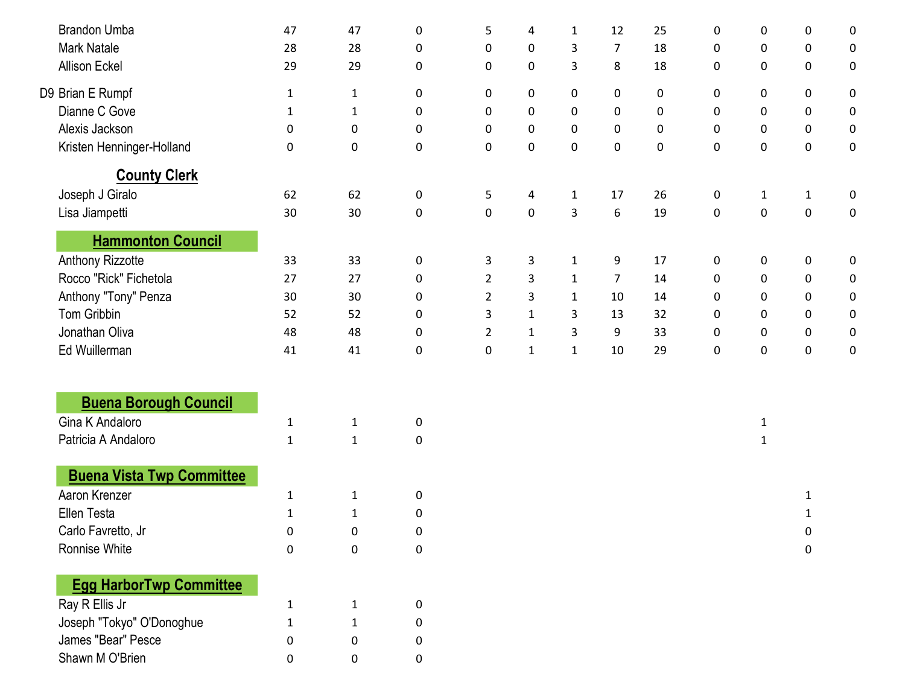| | | | | | | | | | | | | |
|---|---|---|---|---|---|---|---|---|---|---|---|---|
| Brandon Umba | 47 | 47 | 0 | 5 | 4 | 1 | 12 | 25 | 0 | 0 | 0 | 0 |
| Mark Natale | 28 | 28 | 0 | 0 | 0 | 3 | 7 | 18 | 0 | 0 | 0 | 0 |
| Allison Eckel | 29 | 29 | 0 | 0 | 0 | 3 | 8 | 18 | 0 | 0 | 0 | 0 |
| D9 Brian E Rumpf | 1 | 1 | 0 | 0 | 0 | 0 | 0 | 0 | 0 | 0 | 0 | 0 |
| Dianne C Gove | 1 | 1 | 0 | 0 | 0 | 0 | 0 | 0 | 0 | 0 | 0 | 0 |
| Alexis Jackson | 0 | 0 | 0 | 0 | 0 | 0 | 0 | 0 | 0 | 0 | 0 | 0 |
| Kristen Henninger-Holland | 0 | 0 | 0 | 0 | 0 | 0 | 0 | 0 | 0 | 0 | 0 | 0 |
| **County Clerk** | | | | | | | | | | | | |
| Joseph J Giralo | 62 | 62 | 0 | 5 | 4 | 1 | 17 | 26 | 0 | 1 | 1 | 0 |
| Lisa Jiampetti | 30 | 30 | 0 | 0 | 0 | 3 | 6 | 19 | 0 | 0 | 0 | 0 |
| **Hammonton Council** | | | | | | | | | | | | |
| Anthony Rizzotte | 33 | 33 | 0 | 3 | 3 | 1 | 9 | 17 | 0 | 0 | 0 | 0 |
| Rocco "Rick" Fichetola | 27 | 27 | 0 | 2 | 3 | 1 | 7 | 14 | 0 | 0 | 0 | 0 |
| Anthony "Tony" Penza | 30 | 30 | 0 | 2 | 3 | 1 | 10 | 14 | 0 | 0 | 0 | 0 |
| Tom Gribbin | 52 | 52 | 0 | 3 | 1 | 3 | 13 | 32 | 0 | 0 | 0 | 0 |
| Jonathan Oliva | 48 | 48 | 0 | 2 | 1 | 3 | 9 | 33 | 0 | 0 | 0 | 0 |
| Ed Wuillerman | 41 | 41 | 0 | 0 | 1 | 1 | 10 | 29 | 0 | 0 | 0 | 0 |
| **Buena Borough Council** | | | | | | | | | | | | |
| Gina K Andaloro | 1 | 1 | 0 | | | | | | | 1 | | |
| Patricia A Andaloro | 1 | 1 | 0 | | | | | | | 1 | | |
| **Buena Vista Twp Committee** | | | | | | | | | | | | |
| Aaron Krenzer | 1 | 1 | 0 | | | | | | | | 1 | |
| Ellen Testa | 1 | 1 | 0 | | | | | | | | 1 | |
| Carlo Favretto, Jr | 0 | 0 | 0 | | | | | | | | 0 | |
| Ronnise White | 0 | 0 | 0 | | | | | | | | 0 | |
| **Egg HarborTwp Committee** | | | | | | | | | | | | |
| Ray R Ellis Jr | 1 | 1 | 0 | | | | | | | | | |
| Joseph "Tokyo" O'Donoghue | 1 | 1 | 0 | | | | | | | | | |
| James "Bear" Pesce | 0 | 0 | 0 | | | | | | | | | |
| Shawn M O'Brien | 0 | 0 | 0 | | | | | | | | | |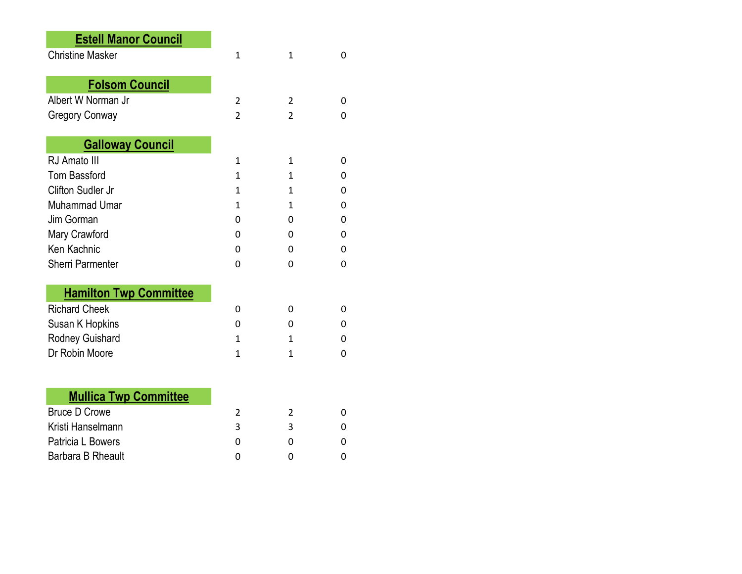## Estell Manor Council

| | | | |
|---|---|---|---|
| Christine Masker | 1 | 1 | 0 |

## Folsom Council

| | | | |
|---|---|---|---|
| Albert W Norman Jr | 2 | 2 | 0 |
| Gregory Conway | 2 | 2 | 0 |

## Galloway Council

| | | | |
|---|---|---|---|
| RJ Amato III | 1 | 1 | 0 |
| Tom Bassford | 1 | 1 | 0 |
| Clifton Sudler Jr | 1 | 1 | 0 |
| Muhammad Umar | 1 | 1 | 0 |
| Jim Gorman | 0 | 0 | 0 |
| Mary Crawford | 0 | 0 | 0 |
| Ken Kachnic | 0 | 0 | 0 |
| Sherri Parmenter | 0 | 0 | 0 |

## Hamilton Twp Committee

| | | | |
|---|---|---|---|
| Richard Cheek | 0 | 0 | 0 |
| Susan K Hopkins | 0 | 0 | 0 |
| Rodney Guishard | 1 | 1 | 0 |
| Dr Robin Moore | 1 | 1 | 0 |

## Mullica Twp Committee

| | | | |
|---|---|---|---|
| Bruce D Crowe | 2 | 2 | 0 |
| Kristi Hanselmann | 3 | 3 | 0 |
| Patricia L Bowers | 0 | 0 | 0 |
| Barbara B Rheault | 0 | 0 | 0 |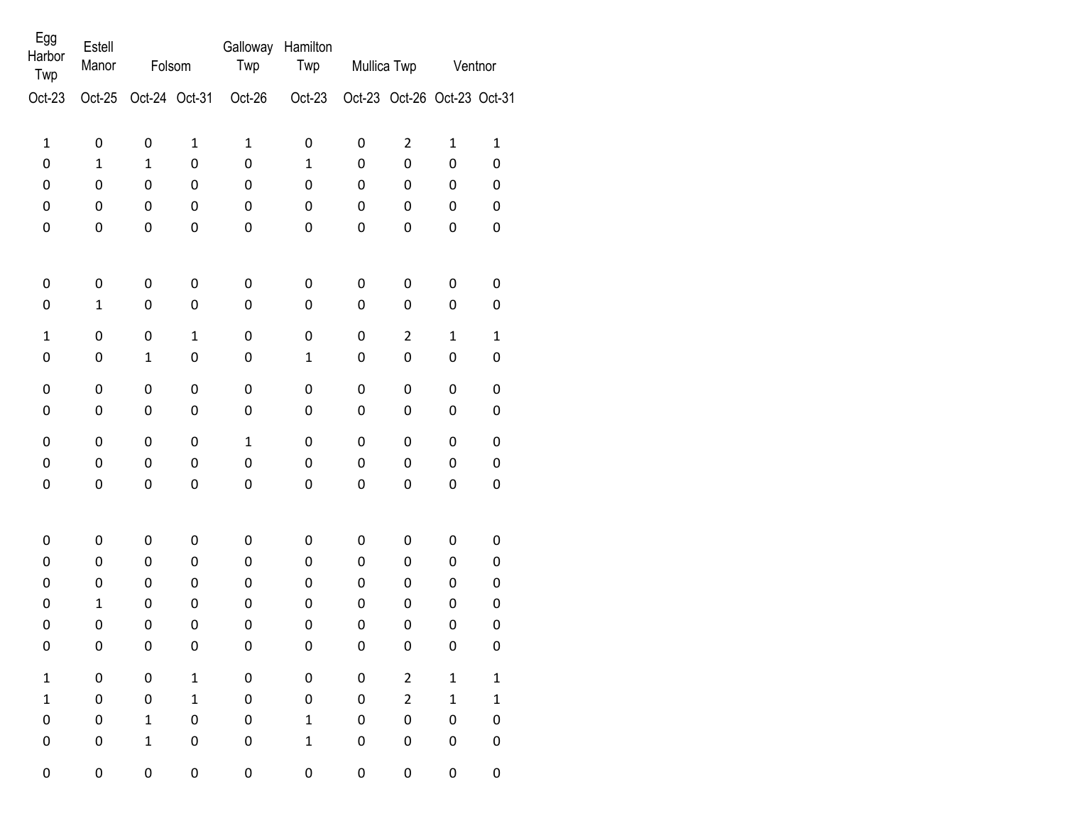| Egg Harbor Twp | Estell Manor | Folsom | | Galloway Twp | Hamilton Twp | Mullica Twp | | Ventnor | |
|---|---|---|---|---|---|---|---|---|---|
| Oct-23 | Oct-25 | Oct-24 | Oct-31 | Oct-26 | Oct-23 | Oct-23 | Oct-26 | Oct-23 | Oct-31 |
| 1 | 0 | 0 | 1 | 1 | 0 | 0 | 2 | 1 | 1 |
| 0 | 1 | 1 | 0 | 0 | 1 | 0 | 0 | 0 | 0 |
| 0 | 0 | 0 | 0 | 0 | 0 | 0 | 0 | 0 | 0 |
| 0 | 0 | 0 | 0 | 0 | 0 | 0 | 0 | 0 | 0 |
| 0 | 0 | 0 | 0 | 0 | 0 | 0 | 0 | 0 | 0 |
| 0 | 0 | 0 | 0 | 0 | 0 | 0 | 0 | 0 | 0 |
| 0 | 1 | 0 | 0 | 0 | 0 | 0 | 0 | 0 | 0 |
| 1 | 0 | 0 | 1 | 0 | 0 | 0 | 2 | 1 | 1 |
| 0 | 0 | 1 | 0 | 0 | 1 | 0 | 0 | 0 | 0 |
| 0 | 0 | 0 | 0 | 0 | 0 | 0 | 0 | 0 | 0 |
| 0 | 0 | 0 | 0 | 0 | 0 | 0 | 0 | 0 | 0 |
| 0 | 0 | 0 | 0 | 1 | 0 | 0 | 0 | 0 | 0 |
| 0 | 0 | 0 | 0 | 0 | 0 | 0 | 0 | 0 | 0 |
| 0 | 0 | 0 | 0 | 0 | 0 | 0 | 0 | 0 | 0 |
| 0 | 0 | 0 | 0 | 0 | 0 | 0 | 0 | 0 | 0 |
| 0 | 0 | 0 | 0 | 0 | 0 | 0 | 0 | 0 | 0 |
| 0 | 0 | 0 | 0 | 0 | 0 | 0 | 0 | 0 | 0 |
| 0 | 1 | 0 | 0 | 0 | 0 | 0 | 0 | 0 | 0 |
| 0 | 0 | 0 | 0 | 0 | 0 | 0 | 0 | 0 | 0 |
| 0 | 0 | 0 | 0 | 0 | 0 | 0 | 0 | 0 | 0 |
| 1 | 0 | 0 | 1 | 0 | 0 | 0 | 2 | 1 | 1 |
| 1 | 0 | 0 | 1 | 0 | 0 | 0 | 2 | 1 | 1 |
| 0 | 0 | 1 | 0 | 0 | 1 | 0 | 0 | 0 | 0 |
| 0 | 0 | 1 | 0 | 0 | 1 | 0 | 0 | 0 | 0 |
| 0 | 0 | 0 | 0 | 0 | 0 | 0 | 0 | 0 | 0 |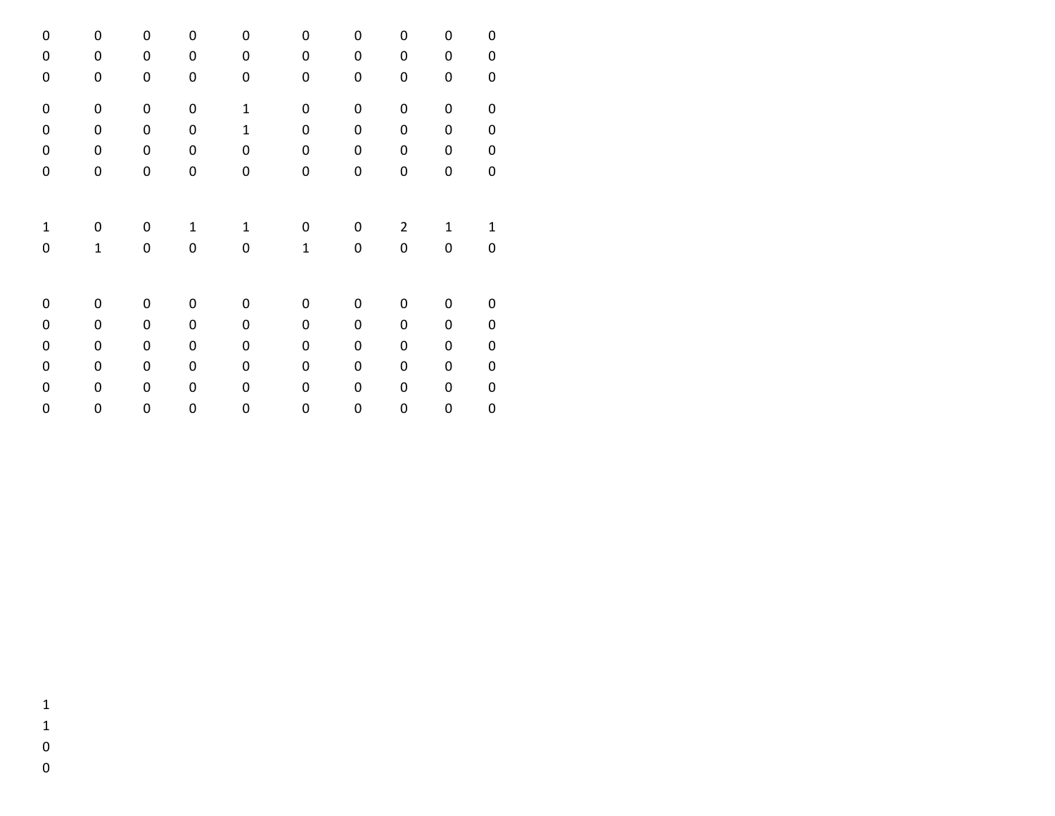| | | | | | | | | | |
|---|---|---|---|---|---|---|---|---|---|
| 0 | 0 | 0 | 0 | 0 | 0 | 0 | 0 | 0 | 0 |
| 0 | 0 | 0 | 0 | 0 | 0 | 0 | 0 | 0 | 0 |
| 0 | 0 | 0 | 0 | 0 | 0 | 0 | 0 | 0 | 0 |

| | | | | | | | | | |
|---|---|---|---|---|---|---|---|---|---|
| 0 | 0 | 0 | 0 | 1 | 0 | 0 | 0 | 0 | 0 |
| 0 | 0 | 0 | 0 | 1 | 0 | 0 | 0 | 0 | 0 |
| 0 | 0 | 0 | 0 | 0 | 0 | 0 | 0 | 0 | 0 |
| 0 | 0 | 0 | 0 | 0 | 0 | 0 | 0 | 0 | 0 |

| | | | | | | | | | |
|---|---|---|---|---|---|---|---|---|---|
| 1 | 0 | 0 | 1 | 1 | 0 | 0 | 2 | 1 | 1 |
| 0 | 1 | 0 | 0 | 0 | 1 | 0 | 0 | 0 | 0 |

| | | | | | | | | | |
|---|---|---|---|---|---|---|---|---|---|
| 0 | 0 | 0 | 0 | 0 | 0 | 0 | 0 | 0 | 0 |
| 0 | 0 | 0 | 0 | 0 | 0 | 0 | 0 | 0 | 0 |
| 0 | 0 | 0 | 0 | 0 | 0 | 0 | 0 | 0 | 0 |
| 0 | 0 | 0 | 0 | 0 | 0 | 0 | 0 | 0 | 0 |
| 0 | 0 | 0 | 0 | 0 | 0 | 0 | 0 | 0 | 0 |
| 0 | 0 | 0 | 0 | 0 | 0 | 0 | 0 | 0 | 0 |

| |
|---|
| 1 |
| 1 |
| 0 |
| 0 |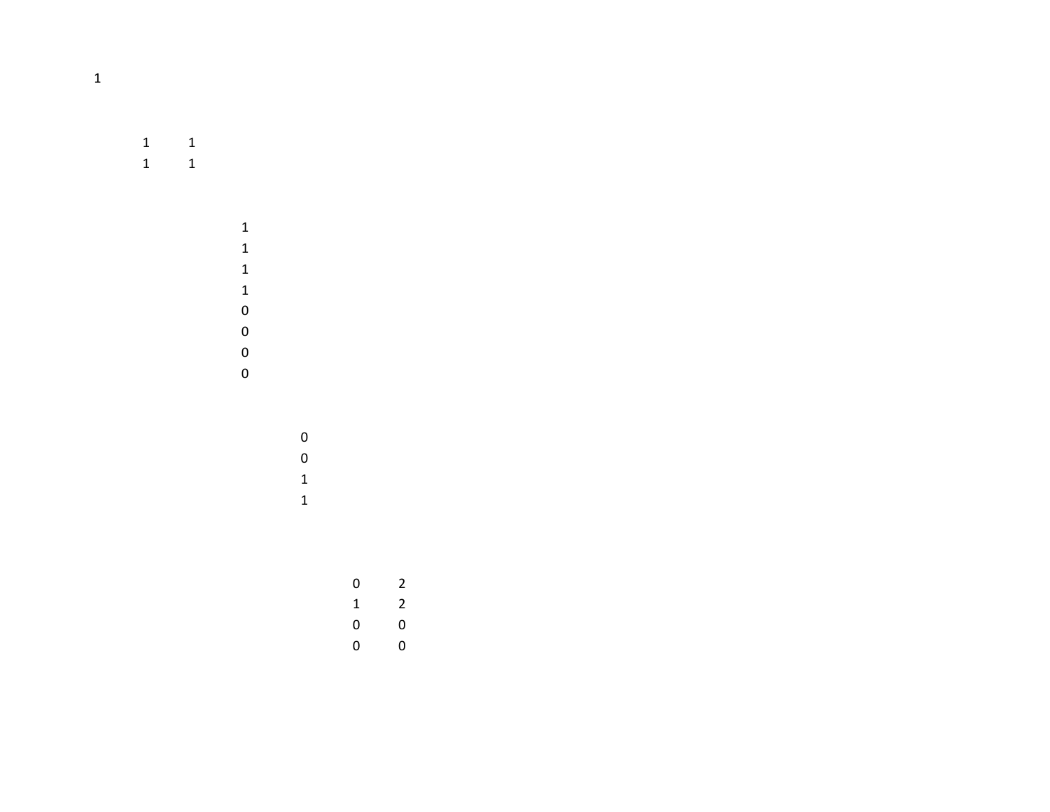1

| | |
|---|---|
| 1 | 1 |
| 1 | 1 |

1
1
1
1
0
0
0
0

0
0
1
1

| | |
|---|---|
| 0 | 2 |
| 1 | 2 |
| 0 | 0 |
| 0 | 0 |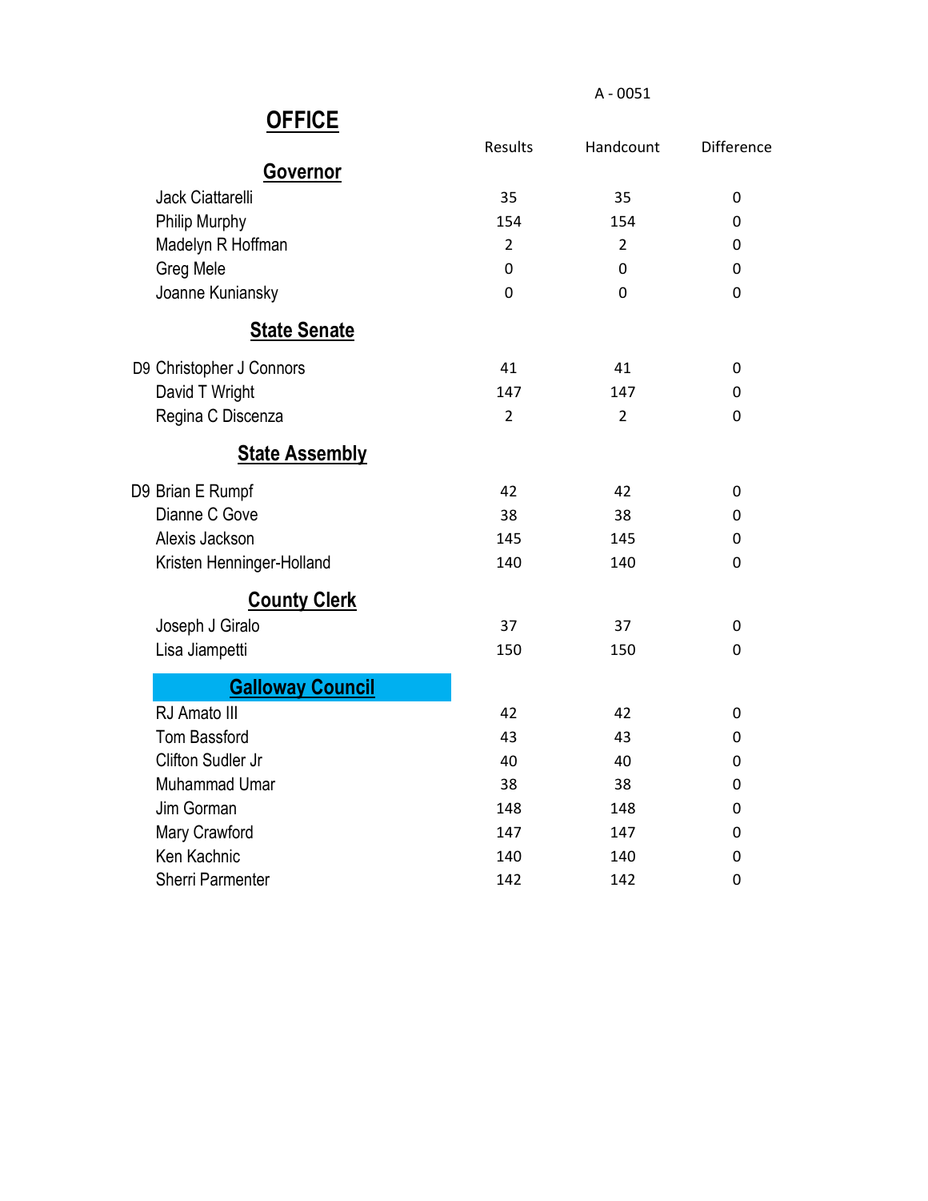A - 0051

# OFFICE

| | Results | Handcount | Difference |
|---|---|---|---|
| **Governor** | | | |
| Jack Ciattarelli | 35 | 35 | 0 |
| Philip Murphy | 154 | 154 | 0 |
| Madelyn R Hoffman | 2 | 2 | 0 |
| Greg Mele | 0 | 0 | 0 |
| Joanne Kuniansky | 0 | 0 | 0 |
| **State Senate** | | | |
| D9 Christopher J Connors | 41 | 41 | 0 |
| David T Wright | 147 | 147 | 0 |
| Regina C Discenza | 2 | 2 | 0 |
| **State Assembly** | | | |
| D9 Brian E Rumpf | 42 | 42 | 0 |
| Dianne C Gove | 38 | 38 | 0 |
| Alexis Jackson | 145 | 145 | 0 |
| Kristen Henninger-Holland | 140 | 140 | 0 |
| **County Clerk** | | | |
| Joseph J Giralo | 37 | 37 | 0 |
| Lisa Jiampetti | 150 | 150 | 0 |
| **Galloway Council** | | | |
| RJ Amato III | 42 | 42 | 0 |
| Tom Bassford | 43 | 43 | 0 |
| Clifton Sudler Jr | 40 | 40 | 0 |
| Muhammad Umar | 38 | 38 | 0 |
| Jim Gorman | 148 | 148 | 0 |
| Mary Crawford | 147 | 147 | 0 |
| Ken Kachnic | 140 | 140 | 0 |
| Sherri Parmenter | 142 | 142 | 0 |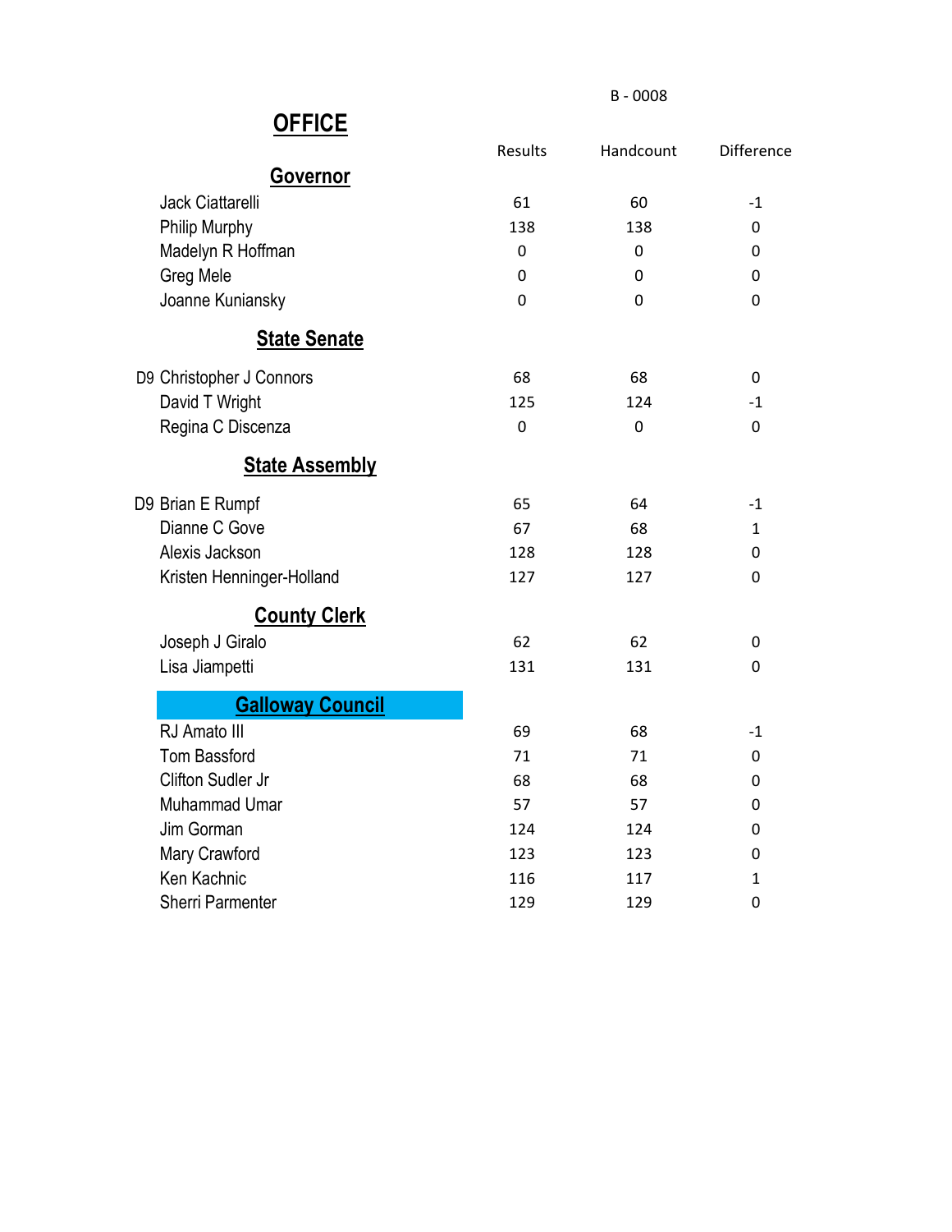B - 0008

# OFFICE

| | | Results | Handcount | Difference |
|---|---|---|---|---|
| **Governor** | | | | |
| | Jack Ciattarelli | 61 | 60 | -1 |
| | Philip Murphy | 138 | 138 | 0 |
| | Madelyn R Hoffman | 0 | 0 | 0 |
| | Greg Mele | 0 | 0 | 0 |
| | Joanne Kuniansky | 0 | 0 | 0 |
| **State Senate** | | | | |
| D9 | Christopher J Connors | 68 | 68 | 0 |
| | David T Wright | 125 | 124 | -1 |
| | Regina C Discenza | 0 | 0 | 0 |
| **State Assembly** | | | | |
| D9 | Brian E Rumpf | 65 | 64 | -1 |
| | Dianne C Gove | 67 | 68 | 1 |
| | Alexis Jackson | 128 | 128 | 0 |
| | Kristen Henninger-Holland | 127 | 127 | 0 |
| **County Clerk** | | | | |
| | Joseph J Giralo | 62 | 62 | 0 |
| | Lisa Jiampetti | 131 | 131 | 0 |
| **Galloway Council** | | | | |
| | RJ Amato III | 69 | 68 | -1 |
| | Tom Bassford | 71 | 71 | 0 |
| | Clifton Sudler Jr | 68 | 68 | 0 |
| | Muhammad Umar | 57 | 57 | 0 |
| | Jim Gorman | 124 | 124 | 0 |
| | Mary Crawford | 123 | 123 | 0 |
| | Ken Kachnic | 116 | 117 | 1 |
| | Sherri Parmenter | 129 | 129 | 0 |